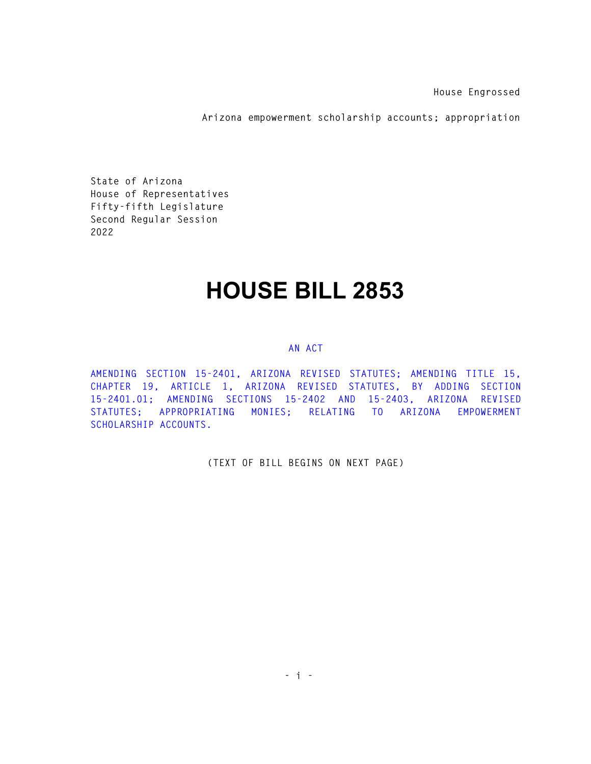House Engrossed

Arizona empowerment scholarship accounts; appropriation

State of Arizona
House of Representatives
Fifty-fifth Legislature
Second Regular Session
2022

# HOUSE BILL 2853

AN ACT

AMENDING SECTION 15-2401, ARIZONA REVISED STATUTES; AMENDING TITLE 15, CHAPTER 19, ARTICLE 1, ARIZONA REVISED STATUTES, BY ADDING SECTION 15-2401.01; AMENDING SECTIONS 15-2402 AND 15-2403, ARIZONA REVISED STATUTES; APPROPRIATING MONIES; RELATING TO ARIZONA EMPOWERMENT SCHOLARSHIP ACCOUNTS.

(TEXT OF BILL BEGINS ON NEXT PAGE)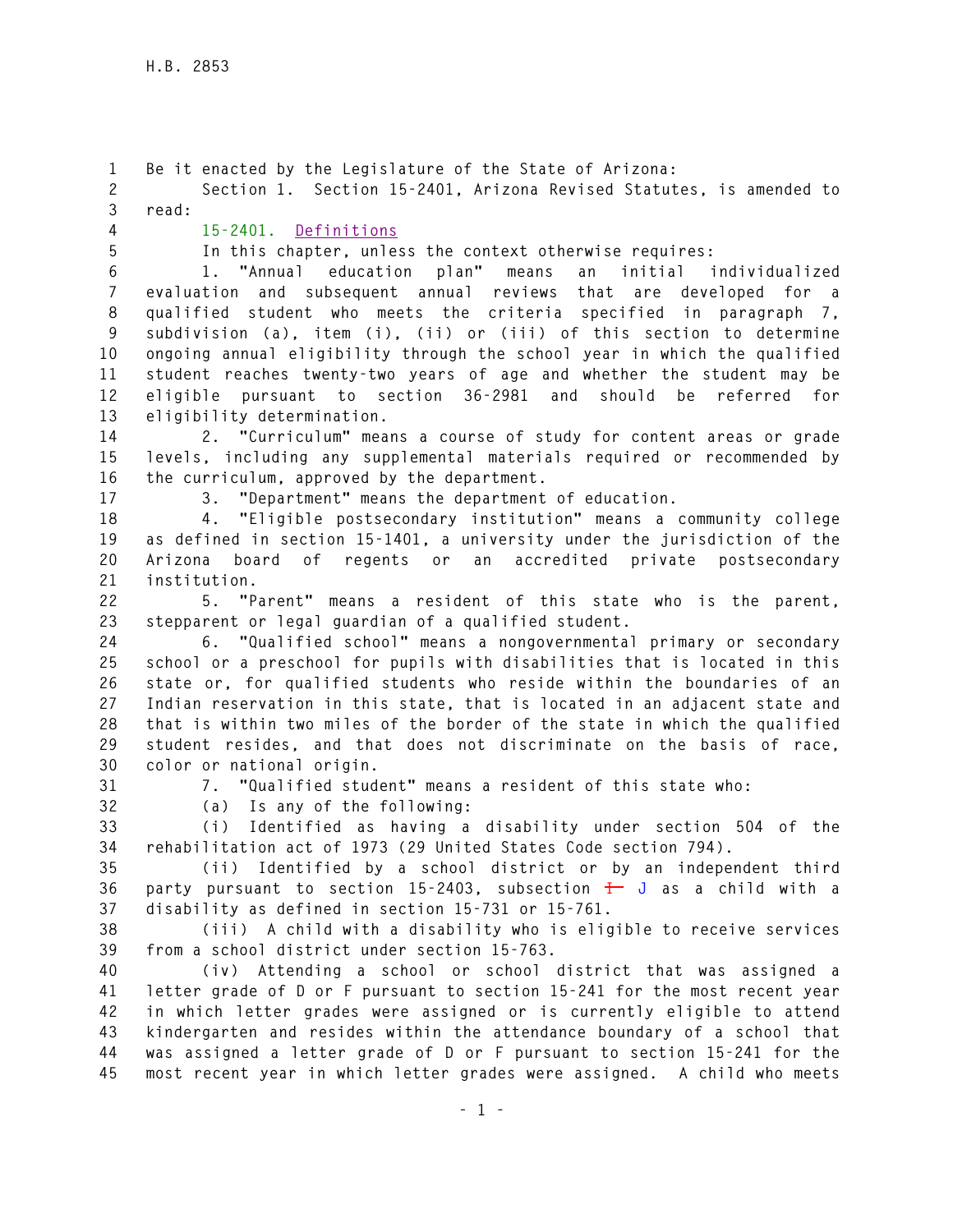Be it enacted by the Legislature of the State of Arizona:

Section 1. Section 15-2401, Arizona Revised Statutes, is amended to read:

15-2401. Definitions

In this chapter, unless the context otherwise requires:

1. "Annual education plan" means an initial individualized evaluation and subsequent annual reviews that are developed for a qualified student who meets the criteria specified in paragraph 7, subdivision (a), item (i), (ii) or (iii) of this section to determine ongoing annual eligibility through the school year in which the qualified student reaches twenty-two years of age and whether the student may be eligible pursuant to section 36-2981 and should be referred for eligibility determination.

2. "Curriculum" means a course of study for content areas or grade levels, including any supplemental materials required or recommended by the curriculum, approved by the department.

3. "Department" means the department of education.

4. "Eligible postsecondary institution" means a community college as defined in section 15-1401, a university under the jurisdiction of the Arizona board of regents or an accredited private postsecondary institution.

5. "Parent" means a resident of this state who is the parent, stepparent or legal guardian of a qualified student.

6. "Qualified school" means a nongovernmental primary or secondary school or a preschool for pupils with disabilities that is located in this state or, for qualified students who reside within the boundaries of an Indian reservation in this state, that is located in an adjacent state and that is within two miles of the border of the state in which the qualified student resides, and that does not discriminate on the basis of race, color or national origin.

7. "Qualified student" means a resident of this state who:

(a) Is any of the following:

(i) Identified as having a disability under section 504 of the rehabilitation act of 1973 (29 United States Code section 794).

(ii) Identified by a school district or by an independent third party pursuant to section 15-2403, subsection ~~I~~ J as a child with a disability as defined in section 15-731 or 15-761.

(iii) A child with a disability who is eligible to receive services from a school district under section 15-763.

(iv) Attending a school or school district that was assigned a letter grade of D or F pursuant to section 15-241 for the most recent year in which letter grades were assigned or is currently eligible to attend kindergarten and resides within the attendance boundary of a school that was assigned a letter grade of D or F pursuant to section 15-241 for the most recent year in which letter grades were assigned. A child who meets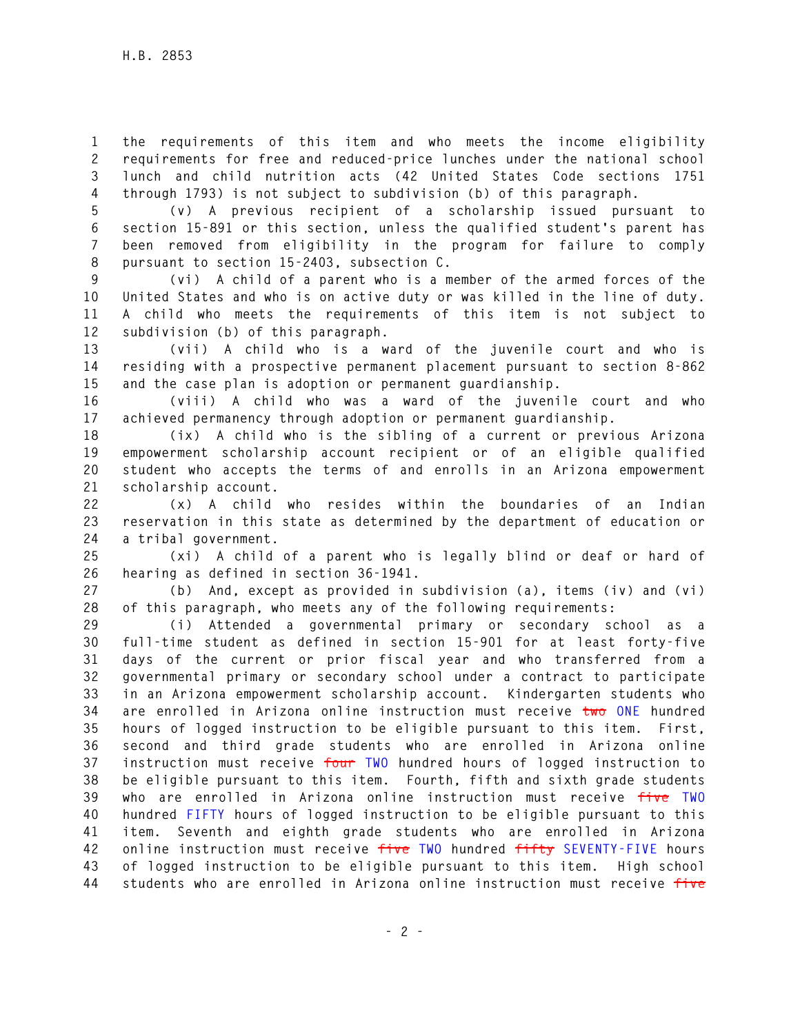the requirements of this item and who meets the income eligibility requirements for free and reduced-price lunches under the national school lunch and child nutrition acts (42 United States Code sections 1751 through 1793) is not subject to subdivision (b) of this paragraph.

(v) A previous recipient of a scholarship issued pursuant to section 15-891 or this section, unless the qualified student's parent has been removed from eligibility in the program for failure to comply pursuant to section 15-2403, subsection C.

(vi) A child of a parent who is a member of the armed forces of the United States and who is on active duty or was killed in the line of duty. A child who meets the requirements of this item is not subject to subdivision (b) of this paragraph.

(vii) A child who is a ward of the juvenile court and who is residing with a prospective permanent placement pursuant to section 8-862 and the case plan is adoption or permanent guardianship.

(viii) A child who was a ward of the juvenile court and who achieved permanency through adoption or permanent guardianship.

(ix) A child who is the sibling of a current or previous Arizona empowerment scholarship account recipient or of an eligible qualified student who accepts the terms of and enrolls in an Arizona empowerment scholarship account.

(x) A child who resides within the boundaries of an Indian reservation in this state as determined by the department of education or a tribal government.

(xi) A child of a parent who is legally blind or deaf or hard of hearing as defined in section 36-1941.

(b) And, except as provided in subdivision (a), items (iv) and (vi) of this paragraph, who meets any of the following requirements:

(i) Attended a governmental primary or secondary school as a full-time student as defined in section 15-901 for at least forty-five days of the current or prior fiscal year and who transferred from a governmental primary or secondary school under a contract to participate in an Arizona empowerment scholarship account. Kindergarten students who are enrolled in Arizona online instruction must receive ~~two~~ ONE hundred hours of logged instruction to be eligible pursuant to this item. First, second and third grade students who are enrolled in Arizona online instruction must receive ~~four~~ TWO hundred hours of logged instruction to be eligible pursuant to this item. Fourth, fifth and sixth grade students who are enrolled in Arizona online instruction must receive ~~five~~ TWO hundred FIFTY hours of logged instruction to be eligible pursuant to this item. Seventh and eighth grade students who are enrolled in Arizona online instruction must receive ~~five~~ TWO hundred ~~fifty~~ SEVENTY-FIVE hours of logged instruction to be eligible pursuant to this item. High school students who are enrolled in Arizona online instruction must receive ~~five~~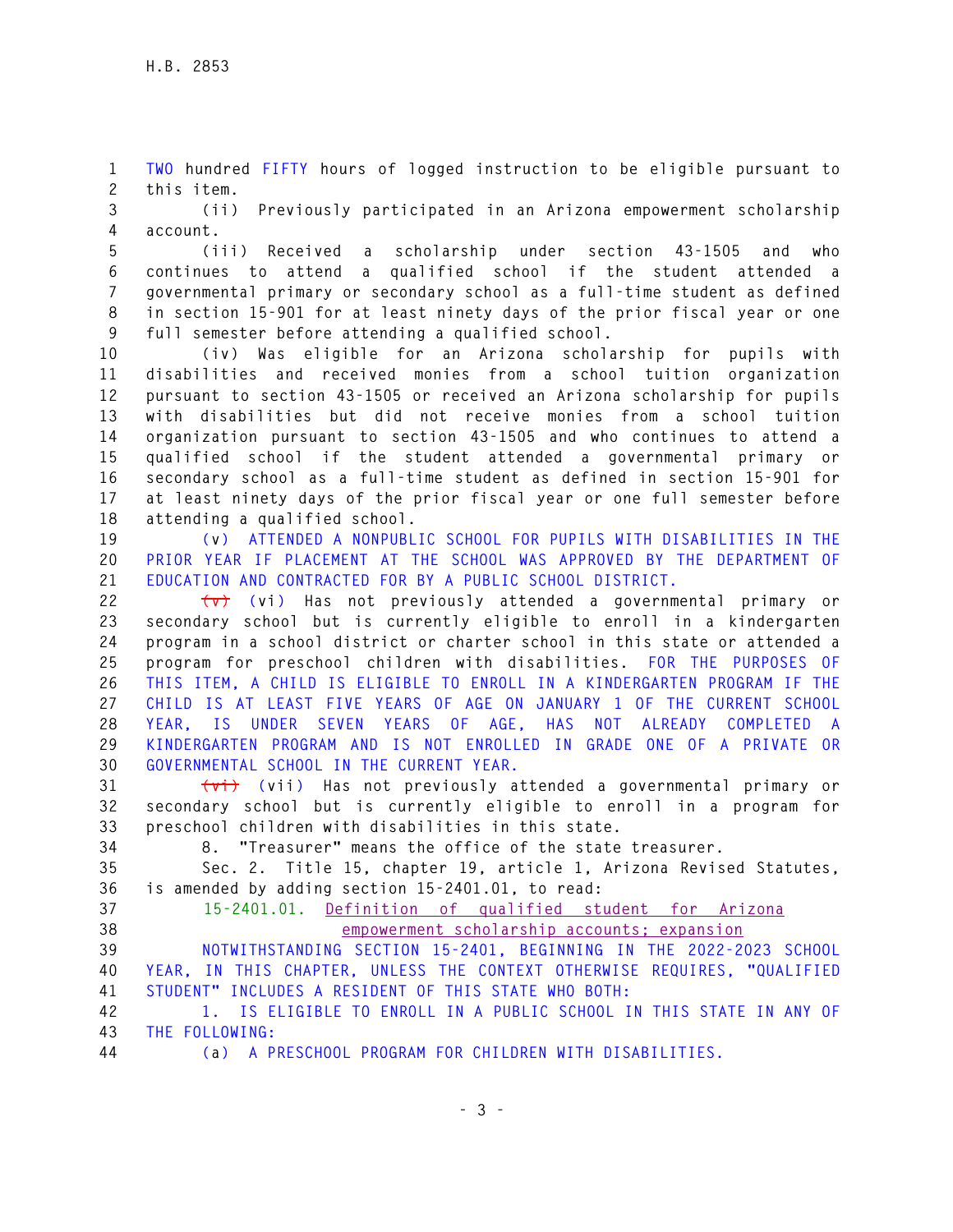TWO hundred FIFTY hours of logged instruction to be eligible pursuant to this item.

(ii) Previously participated in an Arizona empowerment scholarship account.

(iii) Received a scholarship under section 43-1505 and who continues to attend a qualified school if the student attended a governmental primary or secondary school as a full-time student as defined in section 15-901 for at least ninety days of the prior fiscal year or one full semester before attending a qualified school.

(iv) Was eligible for an Arizona scholarship for pupils with disabilities and received monies from a school tuition organization pursuant to section 43-1505 or received an Arizona scholarship for pupils with disabilities but did not receive monies from a school tuition organization pursuant to section 43-1505 and who continues to attend a qualified school if the student attended a governmental primary or secondary school as a full-time student as defined in section 15-901 for at least ninety days of the prior fiscal year or one full semester before attending a qualified school.

(v) ATTENDED A NONPUBLIC SCHOOL FOR PUPILS WITH DISABILITIES IN THE PRIOR YEAR IF PLACEMENT AT THE SCHOOL WAS APPROVED BY THE DEPARTMENT OF EDUCATION AND CONTRACTED FOR BY A PUBLIC SCHOOL DISTRICT.

~~(v)~~ (vi) Has not previously attended a governmental primary or secondary school but is currently eligible to enroll in a kindergarten program in a school district or charter school in this state or attended a program for preschool children with disabilities. FOR THE PURPOSES OF THIS ITEM, A CHILD IS ELIGIBLE TO ENROLL IN A KINDERGARTEN PROGRAM IF THE CHILD IS AT LEAST FIVE YEARS OF AGE ON JANUARY 1 OF THE CURRENT SCHOOL YEAR, IS UNDER SEVEN YEARS OF AGE, HAS NOT ALREADY COMPLETED A KINDERGARTEN PROGRAM AND IS NOT ENROLLED IN GRADE ONE OF A PRIVATE OR GOVERNMENTAL SCHOOL IN THE CURRENT YEAR.

~~(vi)~~ (vii) Has not previously attended a governmental primary or secondary school but is currently eligible to enroll in a program for preschool children with disabilities in this state.

8. "Treasurer" means the office of the state treasurer.

Sec. 2. Title 15, chapter 19, article 1, Arizona Revised Statutes, is amended by adding section 15-2401.01, to read:

15-2401.01. Definition of qualified student for Arizona empowerment scholarship accounts; expansion

NOTWITHSTANDING SECTION 15-2401, BEGINNING IN THE 2022-2023 SCHOOL YEAR, IN THIS CHAPTER, UNLESS THE CONTEXT OTHERWISE REQUIRES, "QUALIFIED STUDENT" INCLUDES A RESIDENT OF THIS STATE WHO BOTH:

1. IS ELIGIBLE TO ENROLL IN A PUBLIC SCHOOL IN THIS STATE IN ANY OF THE FOLLOWING:

(a) A PRESCHOOL PROGRAM FOR CHILDREN WITH DISABILITIES.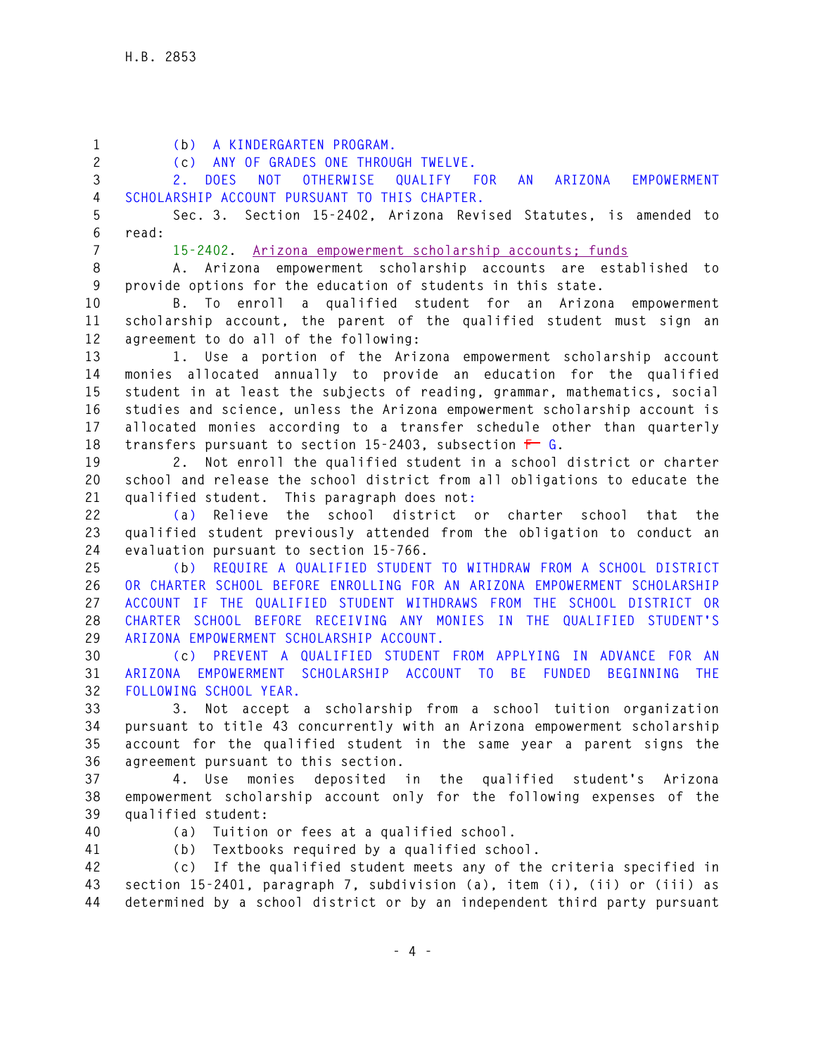(b) A KINDERGARTEN PROGRAM.

(c) ANY OF GRADES ONE THROUGH TWELVE.

2. DOES NOT OTHERWISE QUALIFY FOR AN ARIZONA EMPOWERMENT SCHOLARSHIP ACCOUNT PURSUANT TO THIS CHAPTER.

Sec. 3. Section 15-2402, Arizona Revised Statutes, is amended to read:

15-2402. Arizona empowerment scholarship accounts; funds

A. Arizona empowerment scholarship accounts are established to provide options for the education of students in this state.

B. To enroll a qualified student for an Arizona empowerment scholarship account, the parent of the qualified student must sign an agreement to do all of the following:

1. Use a portion of the Arizona empowerment scholarship account monies allocated annually to provide an education for the qualified student in at least the subjects of reading, grammar, mathematics, social studies and science, unless the Arizona empowerment scholarship account is allocated monies according to a transfer schedule other than quarterly transfers pursuant to section 15-2403, subsection ~~F~~ G.

2. Not enroll the qualified student in a school district or charter school and release the school district from all obligations to educate the qualified student. This paragraph does not:

(a) Relieve the school district or charter school that the qualified student previously attended from the obligation to conduct an evaluation pursuant to section 15-766.

(b) REQUIRE A QUALIFIED STUDENT TO WITHDRAW FROM A SCHOOL DISTRICT OR CHARTER SCHOOL BEFORE ENROLLING FOR AN ARIZONA EMPOWERMENT SCHOLARSHIP ACCOUNT IF THE QUALIFIED STUDENT WITHDRAWS FROM THE SCHOOL DISTRICT OR CHARTER SCHOOL BEFORE RECEIVING ANY MONIES IN THE QUALIFIED STUDENT'S ARIZONA EMPOWERMENT SCHOLARSHIP ACCOUNT.

(c) PREVENT A QUALIFIED STUDENT FROM APPLYING IN ADVANCE FOR AN ARIZONA EMPOWERMENT SCHOLARSHIP ACCOUNT TO BE FUNDED BEGINNING THE FOLLOWING SCHOOL YEAR.

3. Not accept a scholarship from a school tuition organization pursuant to title 43 concurrently with an Arizona empowerment scholarship account for the qualified student in the same year a parent signs the agreement pursuant to this section.

4. Use monies deposited in the qualified student's Arizona empowerment scholarship account only for the following expenses of the qualified student:

(a) Tuition or fees at a qualified school.

(b) Textbooks required by a qualified school.

(c) If the qualified student meets any of the criteria specified in section 15-2401, paragraph 7, subdivision (a), item (i), (ii) or (iii) as determined by a school district or by an independent third party pursuant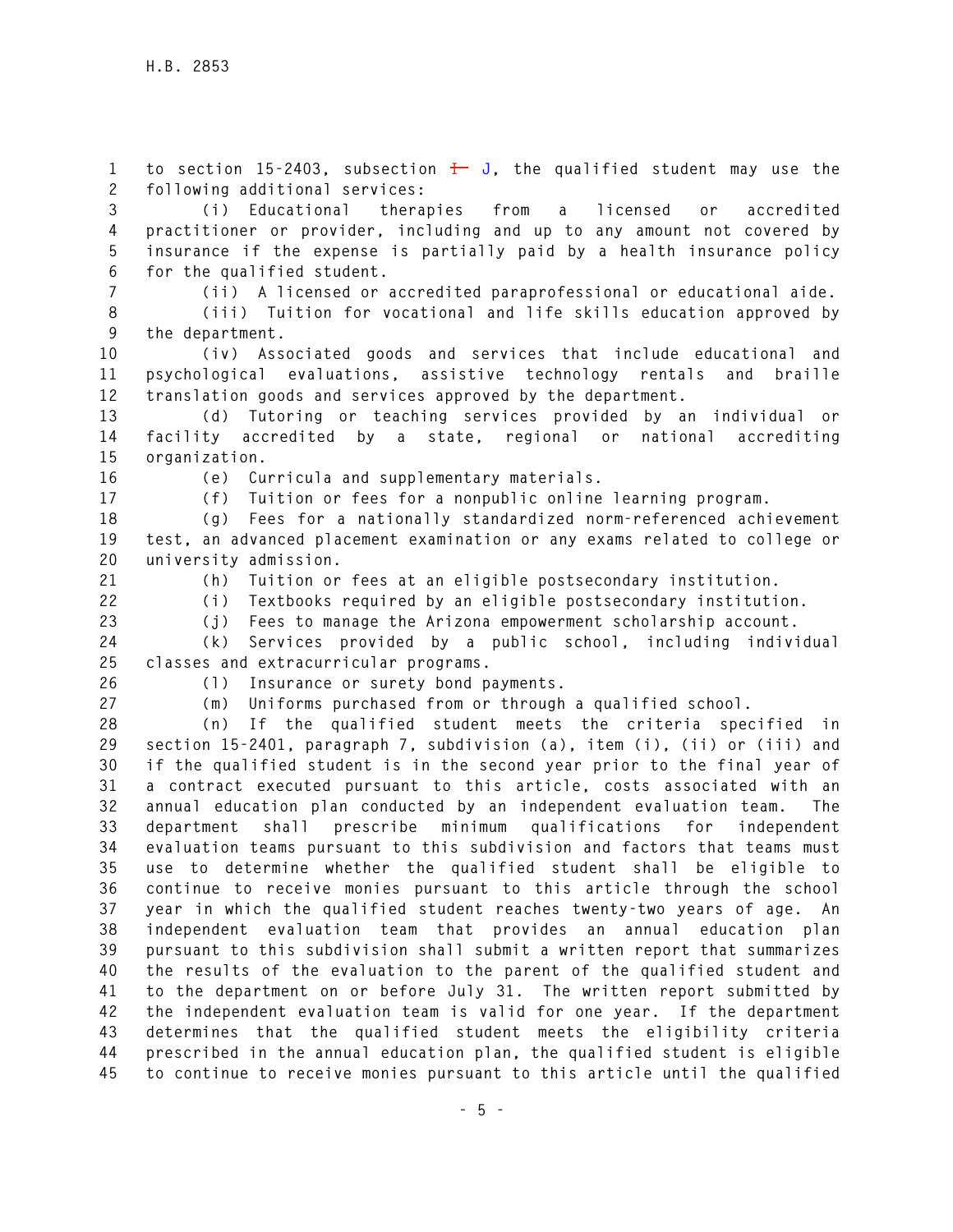to section 15-2403, subsection ~~I~~ J, the qualified student may use the following additional services:

(i) Educational therapies from a licensed or accredited practitioner or provider, including and up to any amount not covered by insurance if the expense is partially paid by a health insurance policy for the qualified student.

(ii) A licensed or accredited paraprofessional or educational aide.

(iii) Tuition for vocational and life skills education approved by the department.

(iv) Associated goods and services that include educational and psychological evaluations, assistive technology rentals and braille translation goods and services approved by the department.

(d) Tutoring or teaching services provided by an individual or facility accredited by a state, regional or national accrediting organization.

(e) Curricula and supplementary materials.

(f) Tuition or fees for a nonpublic online learning program.

(g) Fees for a nationally standardized norm-referenced achievement test, an advanced placement examination or any exams related to college or university admission.

(h) Tuition or fees at an eligible postsecondary institution.

(i) Textbooks required by an eligible postsecondary institution.

(j) Fees to manage the Arizona empowerment scholarship account.

(k) Services provided by a public school, including individual classes and extracurricular programs.

(l) Insurance or surety bond payments.

(m) Uniforms purchased from or through a qualified school.

(n) If the qualified student meets the criteria specified in section 15-2401, paragraph 7, subdivision (a), item (i), (ii) or (iii) and if the qualified student is in the second year prior to the final year of a contract executed pursuant to this article, costs associated with an annual education plan conducted by an independent evaluation team. The department shall prescribe minimum qualifications for independent evaluation teams pursuant to this subdivision and factors that teams must use to determine whether the qualified student shall be eligible to continue to receive monies pursuant to this article through the school year in which the qualified student reaches twenty-two years of age. An independent evaluation team that provides an annual education plan pursuant to this subdivision shall submit a written report that summarizes the results of the evaluation to the parent of the qualified student and to the department on or before July 31. The written report submitted by the independent evaluation team is valid for one year. If the department determines that the qualified student meets the eligibility criteria prescribed in the annual education plan, the qualified student is eligible to continue to receive monies pursuant to this article until the qualified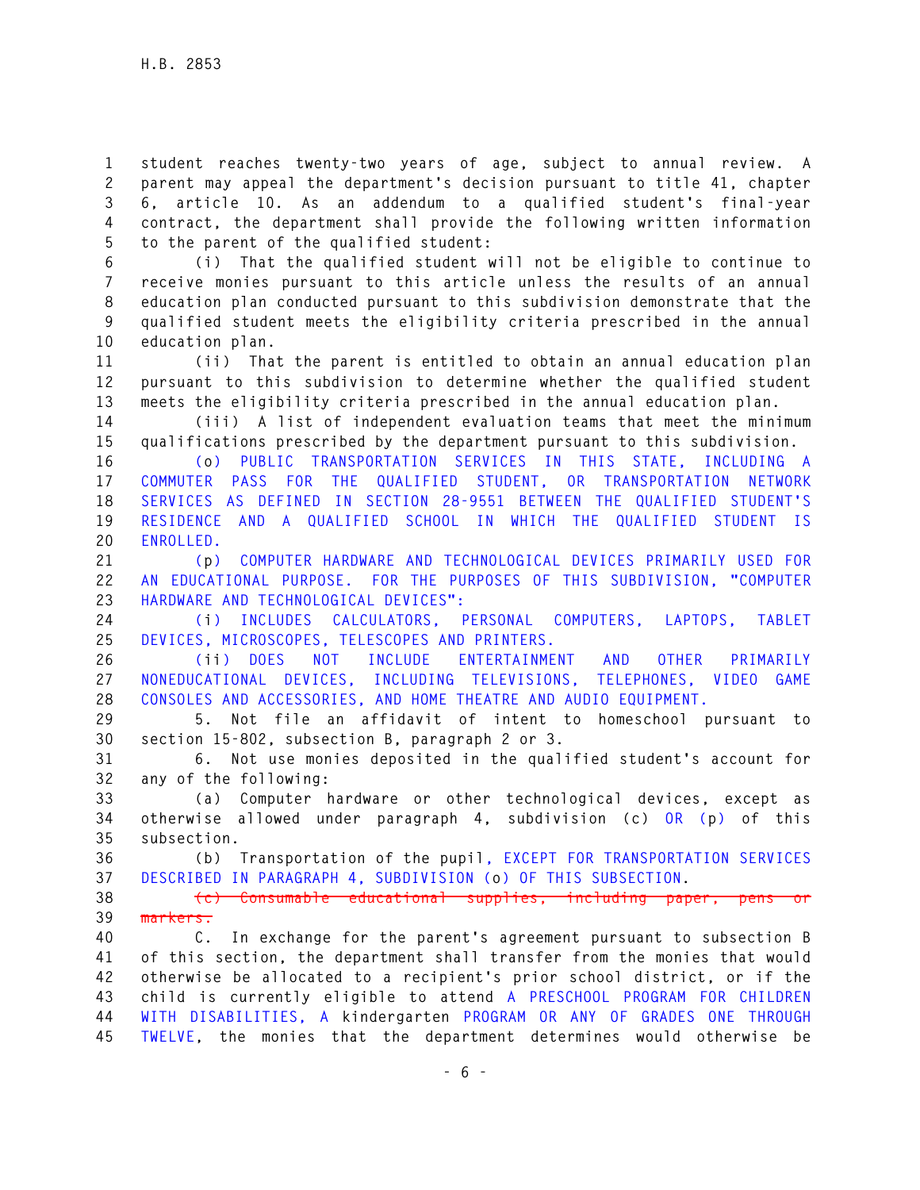student reaches twenty-two years of age, subject to annual review. A parent may appeal the department's decision pursuant to title 41, chapter 6, article 10. As an addendum to a qualified student's final-year contract, the department shall provide the following written information to the parent of the qualified student:

(i) That the qualified student will not be eligible to continue to receive monies pursuant to this article unless the results of an annual education plan conducted pursuant to this subdivision demonstrate that the qualified student meets the eligibility criteria prescribed in the annual education plan.

(ii) That the parent is entitled to obtain an annual education plan pursuant to this subdivision to determine whether the qualified student meets the eligibility criteria prescribed in the annual education plan.

(iii) A list of independent evaluation teams that meet the minimum qualifications prescribed by the department pursuant to this subdivision.

(o) PUBLIC TRANSPORTATION SERVICES IN THIS STATE, INCLUDING A COMMUTER PASS FOR THE QUALIFIED STUDENT, OR TRANSPORTATION NETWORK SERVICES AS DEFINED IN SECTION 28-9551 BETWEEN THE QUALIFIED STUDENT'S RESIDENCE AND A QUALIFIED SCHOOL IN WHICH THE QUALIFIED STUDENT IS ENROLLED.

(p) COMPUTER HARDWARE AND TECHNOLOGICAL DEVICES PRIMARILY USED FOR AN EDUCATIONAL PURPOSE. FOR THE PURPOSES OF THIS SUBDIVISION, "COMPUTER HARDWARE AND TECHNOLOGICAL DEVICES":

(i) INCLUDES CALCULATORS, PERSONAL COMPUTERS, LAPTOPS, TABLET DEVICES, MICROSCOPES, TELESCOPES AND PRINTERS.

(ii) DOES NOT INCLUDE ENTERTAINMENT AND OTHER PRIMARILY NONEDUCATIONAL DEVICES, INCLUDING TELEVISIONS, TELEPHONES, VIDEO GAME CONSOLES AND ACCESSORIES, AND HOME THEATRE AND AUDIO EQUIPMENT.

5. Not file an affidavit of intent to homeschool pursuant to section 15-802, subsection B, paragraph 2 or 3.

6. Not use monies deposited in the qualified student's account for any of the following:

(a) Computer hardware or other technological devices, except as otherwise allowed under paragraph 4, subdivision (c) OR (p) of this subsection.

(b) Transportation of the pupil, EXCEPT FOR TRANSPORTATION SERVICES DESCRIBED IN PARAGRAPH 4, SUBDIVISION (o) OF THIS SUBSECTION.

~~(c) Consumable educational supplies, including paper, pens or markers.~~

C. In exchange for the parent's agreement pursuant to subsection B of this section, the department shall transfer from the monies that would otherwise be allocated to a recipient's prior school district, or if the child is currently eligible to attend A PRESCHOOL PROGRAM FOR CHILDREN WITH DISABILITIES, A kindergarten PROGRAM OR ANY OF GRADES ONE THROUGH TWELVE, the monies that the department determines would otherwise be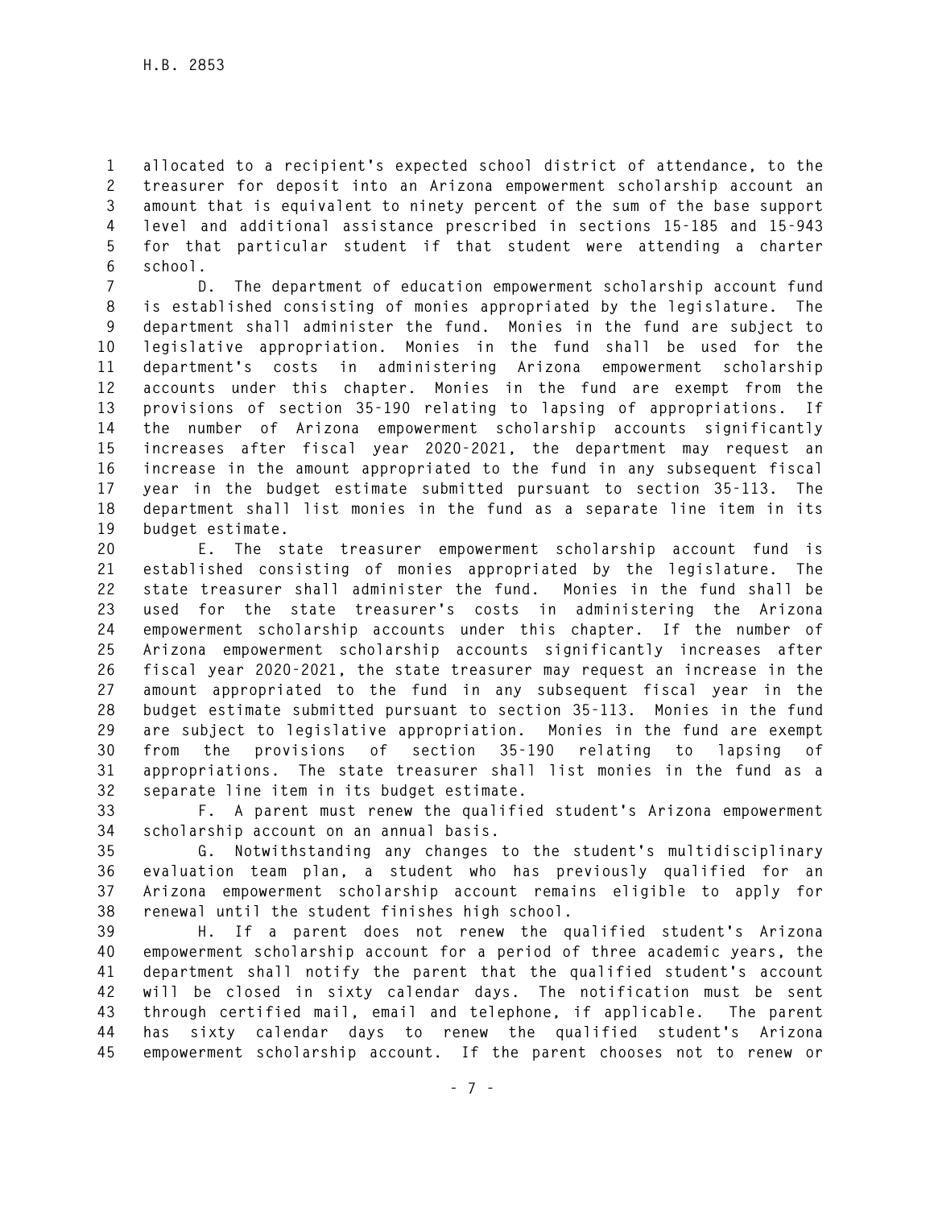allocated to a recipient's expected school district of attendance, to the treasurer for deposit into an Arizona empowerment scholarship account an amount that is equivalent to ninety percent of the sum of the base support level and additional assistance prescribed in sections 15-185 and 15-943 for that particular student if that student were attending a charter school.

D. The department of education empowerment scholarship account fund is established consisting of monies appropriated by the legislature. The department shall administer the fund. Monies in the fund are subject to legislative appropriation. Monies in the fund shall be used for the department's costs in administering Arizona empowerment scholarship accounts under this chapter. Monies in the fund are exempt from the provisions of section 35-190 relating to lapsing of appropriations. If the number of Arizona empowerment scholarship accounts significantly increases after fiscal year 2020-2021, the department may request an increase in the amount appropriated to the fund in any subsequent fiscal year in the budget estimate submitted pursuant to section 35-113. The department shall list monies in the fund as a separate line item in its budget estimate.

E. The state treasurer empowerment scholarship account fund is established consisting of monies appropriated by the legislature. The state treasurer shall administer the fund. Monies in the fund shall be used for the state treasurer's costs in administering the Arizona empowerment scholarship accounts under this chapter. If the number of Arizona empowerment scholarship accounts significantly increases after fiscal year 2020-2021, the state treasurer may request an increase in the amount appropriated to the fund in any subsequent fiscal year in the budget estimate submitted pursuant to section 35-113. Monies in the fund are subject to legislative appropriation. Monies in the fund are exempt from the provisions of section 35-190 relating to lapsing of appropriations. The state treasurer shall list monies in the fund as a separate line item in its budget estimate.

F. A parent must renew the qualified student's Arizona empowerment scholarship account on an annual basis.

G. Notwithstanding any changes to the student's multidisciplinary evaluation team plan, a student who has previously qualified for an Arizona empowerment scholarship account remains eligible to apply for renewal until the student finishes high school.

H. If a parent does not renew the qualified student's Arizona empowerment scholarship account for a period of three academic years, the department shall notify the parent that the qualified student's account will be closed in sixty calendar days. The notification must be sent through certified mail, email and telephone, if applicable. The parent has sixty calendar days to renew the qualified student's Arizona empowerment scholarship account. If the parent chooses not to renew or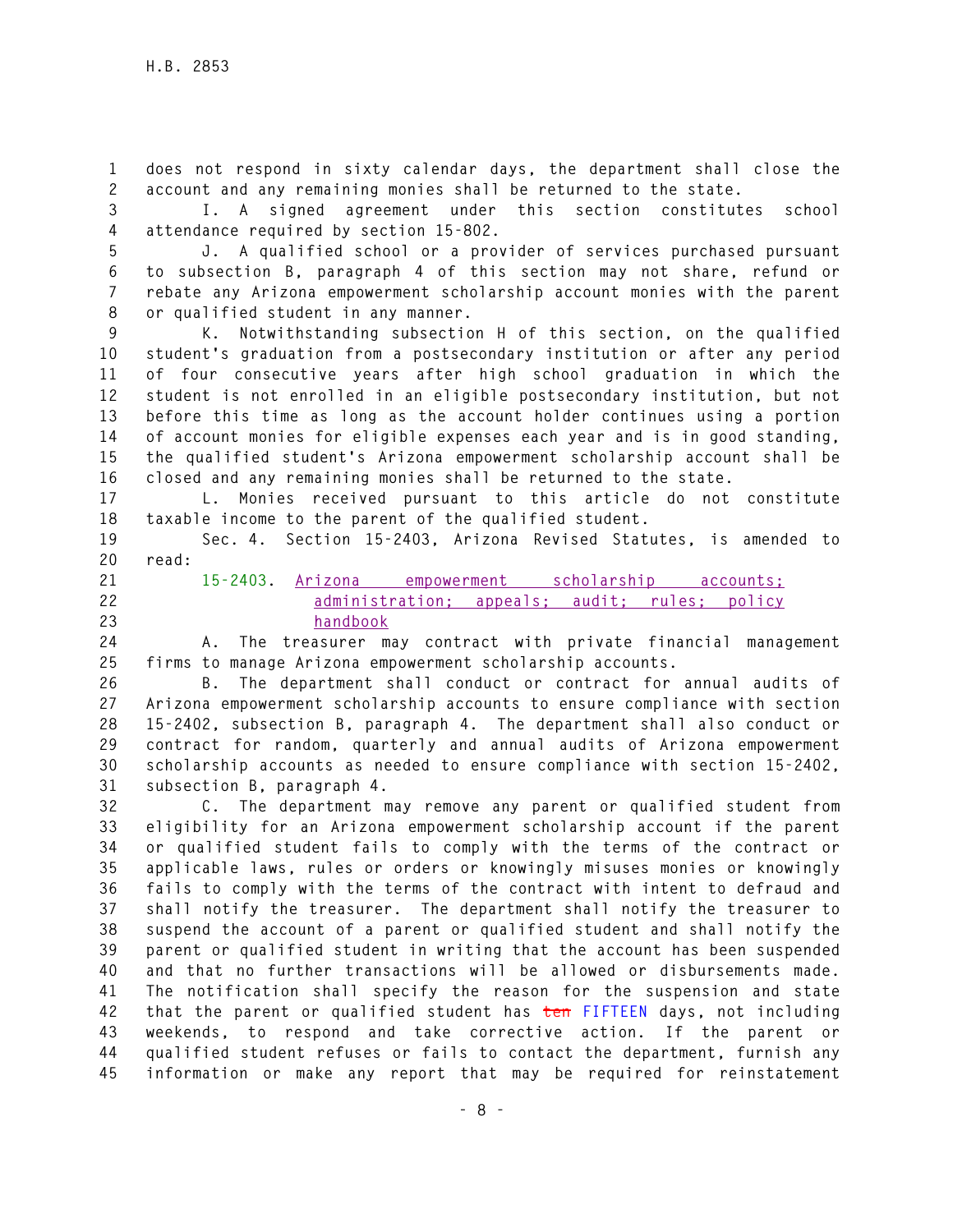does not respond in sixty calendar days, the department shall close the account and any remaining monies shall be returned to the state.

I. A signed agreement under this section constitutes school attendance required by section 15-802.

J. A qualified school or a provider of services purchased pursuant to subsection B, paragraph 4 of this section may not share, refund or rebate any Arizona empowerment scholarship account monies with the parent or qualified student in any manner.

K. Notwithstanding subsection H of this section, on the qualified student's graduation from a postsecondary institution or after any period of four consecutive years after high school graduation in which the student is not enrolled in an eligible postsecondary institution, but not before this time as long as the account holder continues using a portion of account monies for eligible expenses each year and is in good standing, the qualified student's Arizona empowerment scholarship account shall be closed and any remaining monies shall be returned to the state.

L. Monies received pursuant to this article do not constitute taxable income to the parent of the qualified student.

Sec. 4. Section 15-2403, Arizona Revised Statutes, is amended to read:

15-2403. Arizona empowerment scholarship accounts; administration; appeals; audit; rules; policy handbook

A. The treasurer may contract with private financial management firms to manage Arizona empowerment scholarship accounts.

B. The department shall conduct or contract for annual audits of Arizona empowerment scholarship accounts to ensure compliance with section 15-2402, subsection B, paragraph 4. The department shall also conduct or contract for random, quarterly and annual audits of Arizona empowerment scholarship accounts as needed to ensure compliance with section 15-2402, subsection B, paragraph 4.

C. The department may remove any parent or qualified student from eligibility for an Arizona empowerment scholarship account if the parent or qualified student fails to comply with the terms of the contract or applicable laws, rules or orders or knowingly misuses monies or knowingly fails to comply with the terms of the contract with intent to defraud and shall notify the treasurer. The department shall notify the treasurer to suspend the account of a parent or qualified student and shall notify the parent or qualified student in writing that the account has been suspended and that no further transactions will be allowed or disbursements made. The notification shall specify the reason for the suspension and state that the parent or qualified student has ~~ten~~ FIFTEEN days, not including weekends, to respond and take corrective action. If the parent or qualified student refuses or fails to contact the department, furnish any information or make any report that may be required for reinstatement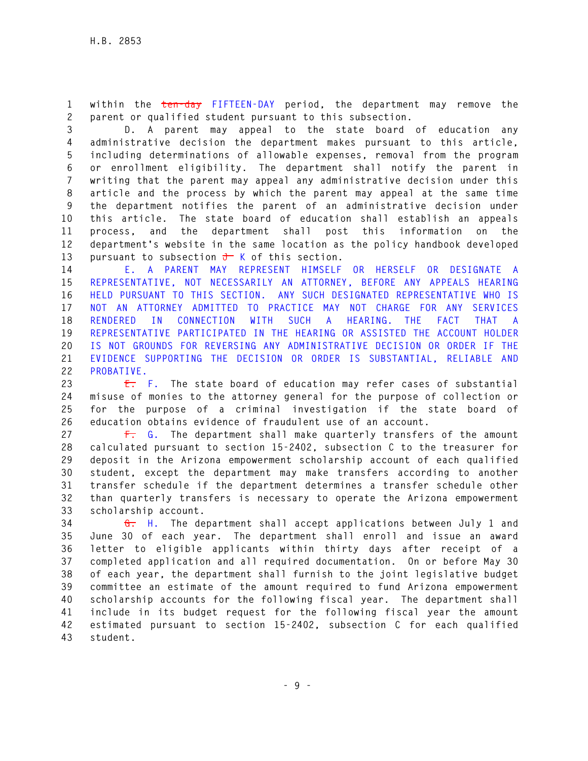within the ~~ten-day~~ FIFTEEN-DAY period, the department may remove the parent or qualified student pursuant to this subsection.

D. A parent may appeal to the state board of education any administrative decision the department makes pursuant to this article, including determinations of allowable expenses, removal from the program or enrollment eligibility. The department shall notify the parent in writing that the parent may appeal any administrative decision under this article and the process by which the parent may appeal at the same time the department notifies the parent of an administrative decision under this article. The state board of education shall establish an appeals process, and the department shall post this information on the department's website in the same location as the policy handbook developed pursuant to subsection ~~J~~ K of this section.

E. A PARENT MAY REPRESENT HIMSELF OR HERSELF OR DESIGNATE A REPRESENTATIVE, NOT NECESSARILY AN ATTORNEY, BEFORE ANY APPEALS HEARING HELD PURSUANT TO THIS SECTION. ANY SUCH DESIGNATED REPRESENTATIVE WHO IS NOT AN ATTORNEY ADMITTED TO PRACTICE MAY NOT CHARGE FOR ANY SERVICES RENDERED IN CONNECTION WITH SUCH A HEARING. THE FACT THAT A REPRESENTATIVE PARTICIPATED IN THE HEARING OR ASSISTED THE ACCOUNT HOLDER IS NOT GROUNDS FOR REVERSING ANY ADMINISTRATIVE DECISION OR ORDER IF THE EVIDENCE SUPPORTING THE DECISION OR ORDER IS SUBSTANTIAL, RELIABLE AND PROBATIVE.

~~E.~~ F. The state board of education may refer cases of substantial misuse of monies to the attorney general for the purpose of collection or for the purpose of a criminal investigation if the state board of education obtains evidence of fraudulent use of an account.

~~F.~~ G. The department shall make quarterly transfers of the amount calculated pursuant to section 15-2402, subsection C to the treasurer for deposit in the Arizona empowerment scholarship account of each qualified student, except the department may make transfers according to another transfer schedule if the department determines a transfer schedule other than quarterly transfers is necessary to operate the Arizona empowerment scholarship account.

~~G.~~ H. The department shall accept applications between July 1 and June 30 of each year. The department shall enroll and issue an award letter to eligible applicants within thirty days after receipt of a completed application and all required documentation. On or before May 30 of each year, the department shall furnish to the joint legislative budget committee an estimate of the amount required to fund Arizona empowerment scholarship accounts for the following fiscal year. The department shall include in its budget request for the following fiscal year the amount estimated pursuant to section 15-2402, subsection C for each qualified student.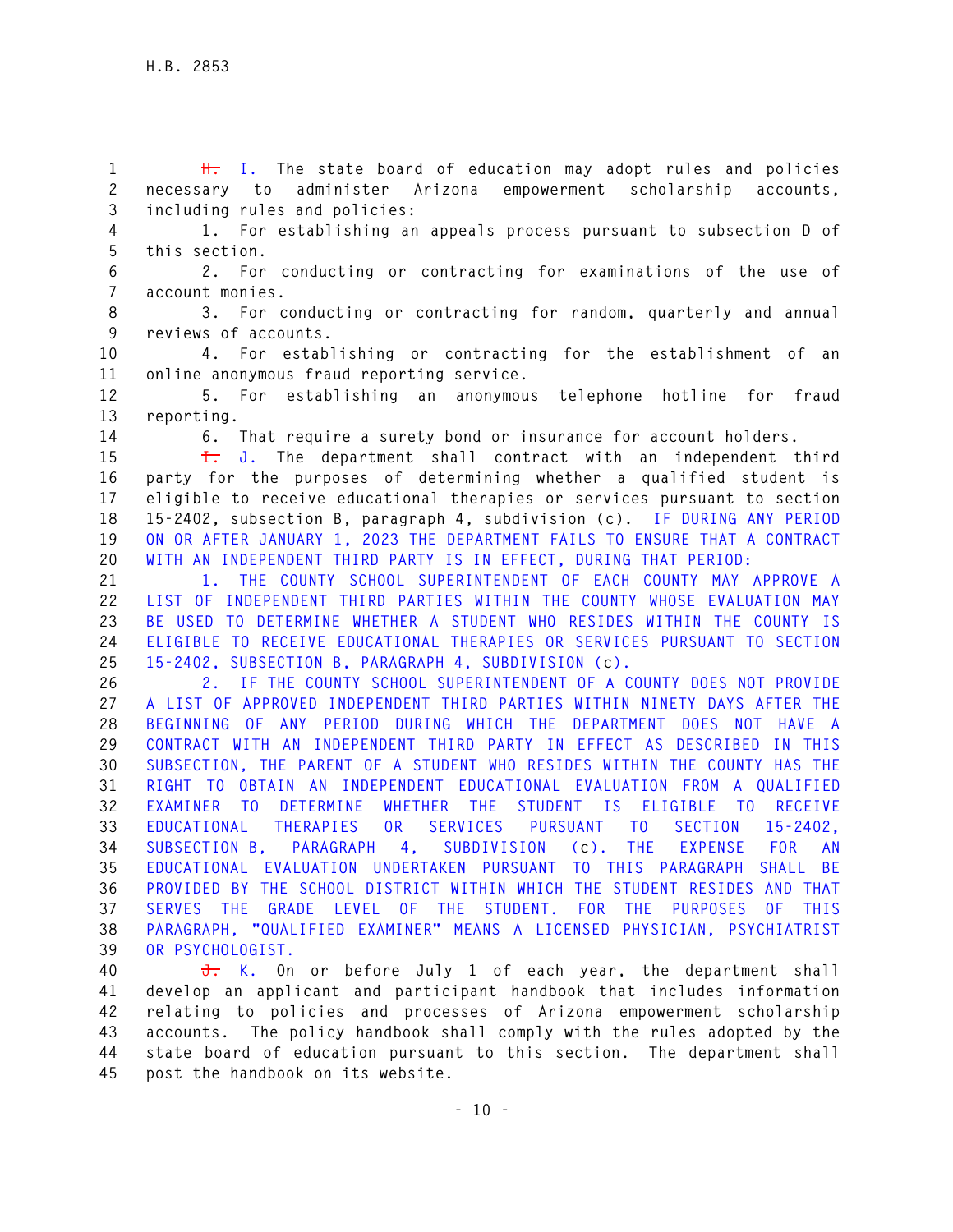~~H.~~ I. The state board of education may adopt rules and policies necessary to administer Arizona empowerment scholarship accounts, including rules and policies:

1. For establishing an appeals process pursuant to subsection D of this section.

2. For conducting or contracting for examinations of the use of account monies.

3. For conducting or contracting for random, quarterly and annual reviews of accounts.

4. For establishing or contracting for the establishment of an online anonymous fraud reporting service.

5. For establishing an anonymous telephone hotline for fraud reporting.

6. That require a surety bond or insurance for account holders.

~~I.~~ J. The department shall contract with an independent third party for the purposes of determining whether a qualified student is eligible to receive educational therapies or services pursuant to section 15-2402, subsection B, paragraph 4, subdivision (c). IF DURING ANY PERIOD ON OR AFTER JANUARY 1, 2023 THE DEPARTMENT FAILS TO ENSURE THAT A CONTRACT WITH AN INDEPENDENT THIRD PARTY IS IN EFFECT, DURING THAT PERIOD:

1. THE COUNTY SCHOOL SUPERINTENDENT OF EACH COUNTY MAY APPROVE A LIST OF INDEPENDENT THIRD PARTIES WITHIN THE COUNTY WHOSE EVALUATION MAY BE USED TO DETERMINE WHETHER A STUDENT WHO RESIDES WITHIN THE COUNTY IS ELIGIBLE TO RECEIVE EDUCATIONAL THERAPIES OR SERVICES PURSUANT TO SECTION 15-2402, SUBSECTION B, PARAGRAPH 4, SUBDIVISION (c).

2. IF THE COUNTY SCHOOL SUPERINTENDENT OF A COUNTY DOES NOT PROVIDE A LIST OF APPROVED INDEPENDENT THIRD PARTIES WITHIN NINETY DAYS AFTER THE BEGINNING OF ANY PERIOD DURING WHICH THE DEPARTMENT DOES NOT HAVE A CONTRACT WITH AN INDEPENDENT THIRD PARTY IN EFFECT AS DESCRIBED IN THIS SUBSECTION, THE PARENT OF A STUDENT WHO RESIDES WITHIN THE COUNTY HAS THE RIGHT TO OBTAIN AN INDEPENDENT EDUCATIONAL EVALUATION FROM A QUALIFIED EXAMINER TO DETERMINE WHETHER THE STUDENT IS ELIGIBLE TO RECEIVE EDUCATIONAL THERAPIES OR SERVICES PURSUANT TO SECTION 15-2402, SUBSECTION B, PARAGRAPH 4, SUBDIVISION (c). THE EXPENSE FOR AN EDUCATIONAL EVALUATION UNDERTAKEN PURSUANT TO THIS PARAGRAPH SHALL BE PROVIDED BY THE SCHOOL DISTRICT WITHIN WHICH THE STUDENT RESIDES AND THAT SERVES THE GRADE LEVEL OF THE STUDENT. FOR THE PURPOSES OF THIS PARAGRAPH, "QUALIFIED EXAMINER" MEANS A LICENSED PHYSICIAN, PSYCHIATRIST OR PSYCHOLOGIST.

~~J.~~ K. On or before July 1 of each year, the department shall develop an applicant and participant handbook that includes information relating to policies and processes of Arizona empowerment scholarship accounts. The policy handbook shall comply with the rules adopted by the state board of education pursuant to this section. The department shall post the handbook on its website.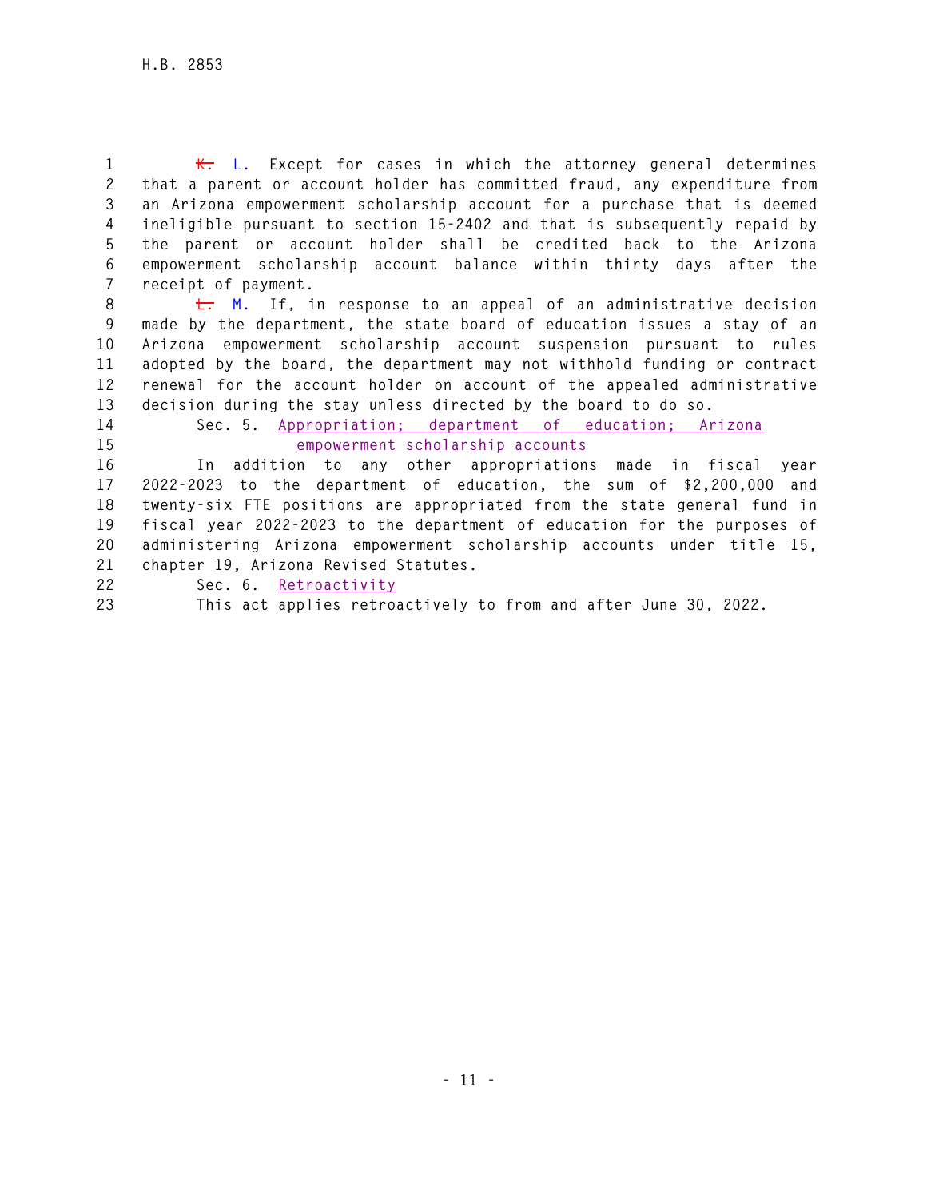~~K.~~ L. Except for cases in which the attorney general determines that a parent or account holder has committed fraud, any expenditure from an Arizona empowerment scholarship account for a purchase that is deemed ineligible pursuant to section 15-2402 and that is subsequently repaid by the parent or account holder shall be credited back to the Arizona empowerment scholarship account balance within thirty days after the receipt of payment.

~~L.~~ M. If, in response to an appeal of an administrative decision made by the department, the state board of education issues a stay of an Arizona empowerment scholarship account suspension pursuant to rules adopted by the board, the department may not withhold funding or contract renewal for the account holder on account of the appealed administrative decision during the stay unless directed by the board to do so.

Sec. 5. Appropriation; department of education; Arizona empowerment scholarship accounts

In addition to any other appropriations made in fiscal year 2022-2023 to the department of education, the sum of $2,200,000 and twenty-six FTE positions are appropriated from the state general fund in fiscal year 2022-2023 to the department of education for the purposes of administering Arizona empowerment scholarship accounts under title 15, chapter 19, Arizona Revised Statutes.

Sec. 6. Retroactivity

This act applies retroactively to from and after June 30, 2022.